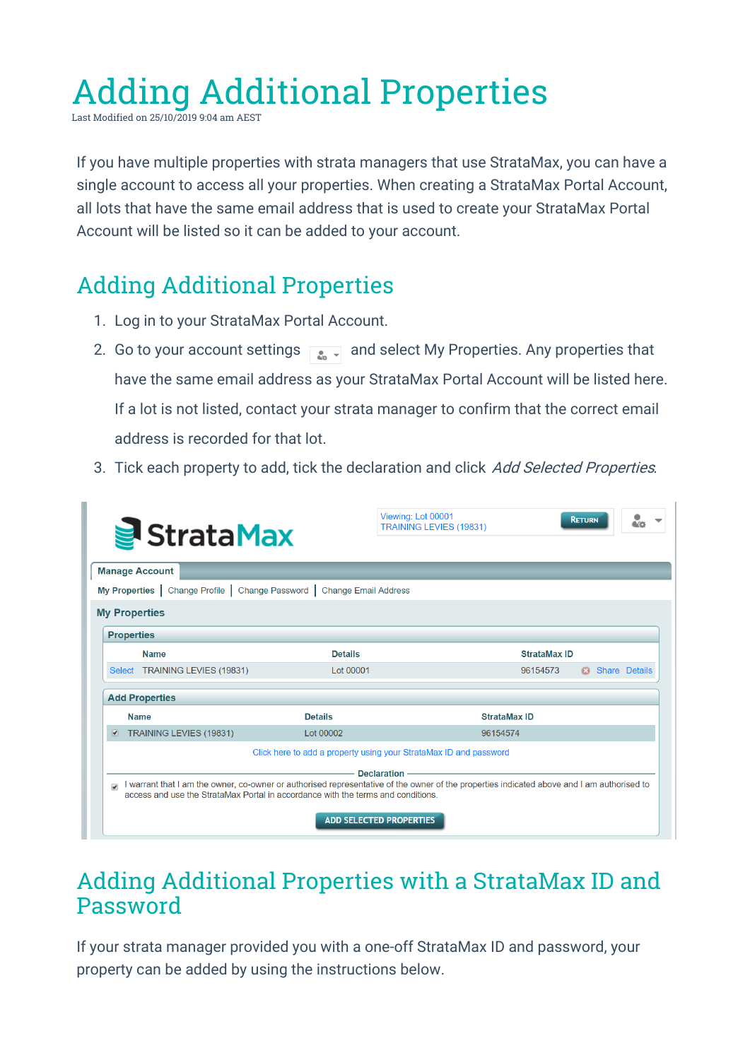# Adding Additional Properties

Last Modified on 25/10/2019 9:04 am AEST

If you have multiple properties with strata managers that use StrataMax, you can have a single account to access all your properties. When creating a StrataMax Portal Account, all lots that have the same email address that is used to create your StrataMax Portal Account will be listed so it can be added to your account.

## Adding Additional Properties

1. Log in to your StrataMax Portal Account.
2. Go to your account settings and select My Properties. Any properties that have the same email address as your StrataMax Portal Account will be listed here. If a lot is not listed, contact your strata manager to confirm that the correct email address is recorded for that lot.
3. Tick each property to add, tick the declaration and click *Add Selected Properties*.

## Adding Additional Properties with a StrataMax ID and Password

If your strata manager provided you with a one-off StrataMax ID and password, your property can be added by using the instructions below.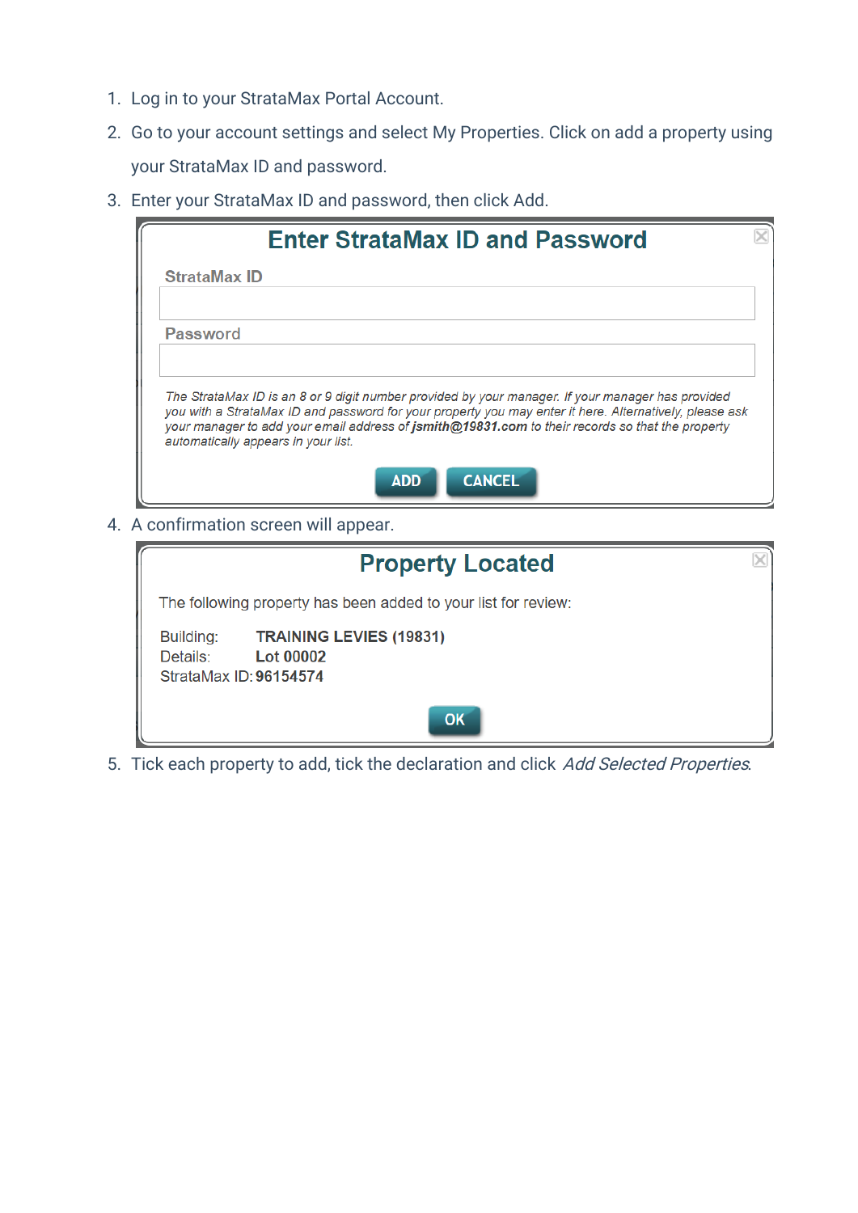1. Log in to your StrataMax Portal Account.
2. Go to your account settings and select My Properties. Click on add a property using your StrataMax ID and password.
3. Enter your StrataMax ID and password, then click Add.

**Enter StrataMax ID and Password**

StrataMax ID

Password

*The StrataMax ID is an 8 or 9 digit number provided by your manager. If your manager has provided you with a StrataMax ID and password for your property you may enter it here. Alternatively, please ask your manager to add your email address of **jsmith@19831.com** to their records so that the property automatically appears in your list.*

ADD CANCEL

4. A confirmation screen will appear.

**Property Located**

The following property has been added to your list for review:

Building: **TRAINING LEVIES (19831)**
Details: **Lot 00002**
StrataMax ID: **96154574**

OK

5. Tick each property to add, tick the declaration and click *Add Selected Properties*.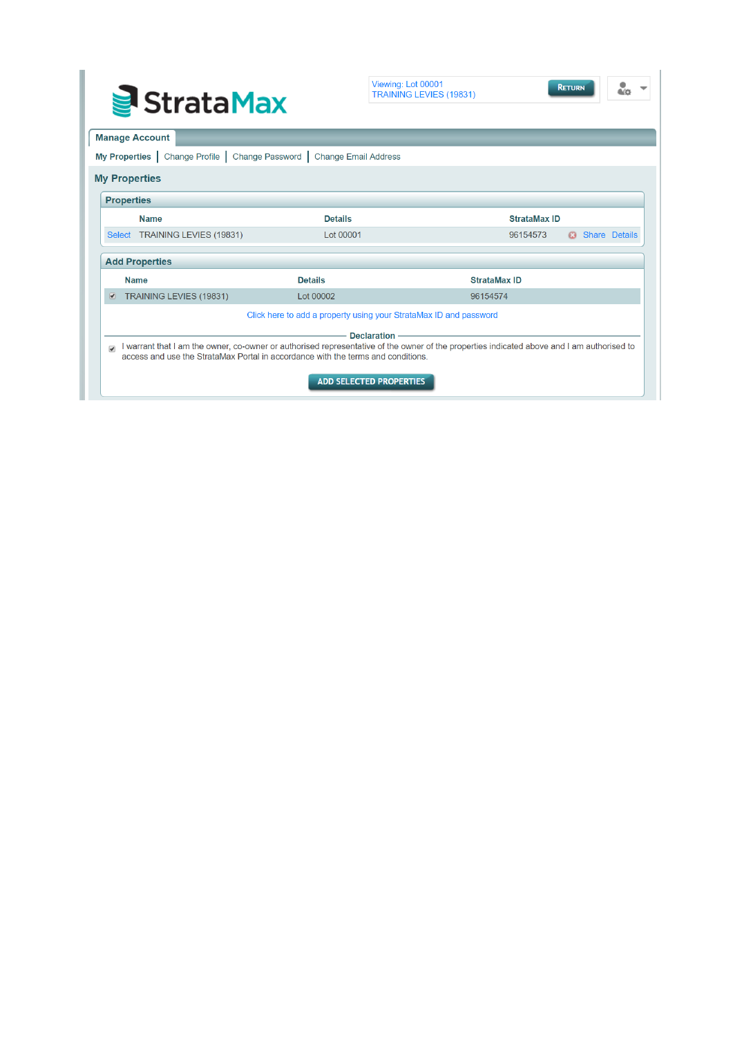StrataMax

Viewing: Lot 00001
TRAINING LEVIES (19831)

RETURN

Manage Account

My Properties | Change Profile | Change Password | Change Email Address

## My Properties

### Properties

| | Name | Details | StrataMax ID | | |
|---|---|---|---|---|---|
| Select | TRAINING LEVIES (19831) | Lot 00001 | 96154573 | Share | Details |

### Add Properties

| | Name | Details | StrataMax ID |
|---|---|---|---|
| ☑ | TRAINING LEVIES (19831) | Lot 00002 | 96154574 |

Click here to add a property using your StrataMax ID and password

**Declaration**

☑ I warrant that I am the owner, co-owner or authorised representative of the owner of the properties indicated above and I am authorised to access and use the StrataMax Portal in accordance with the terms and conditions.

ADD SELECTED PROPERTIES